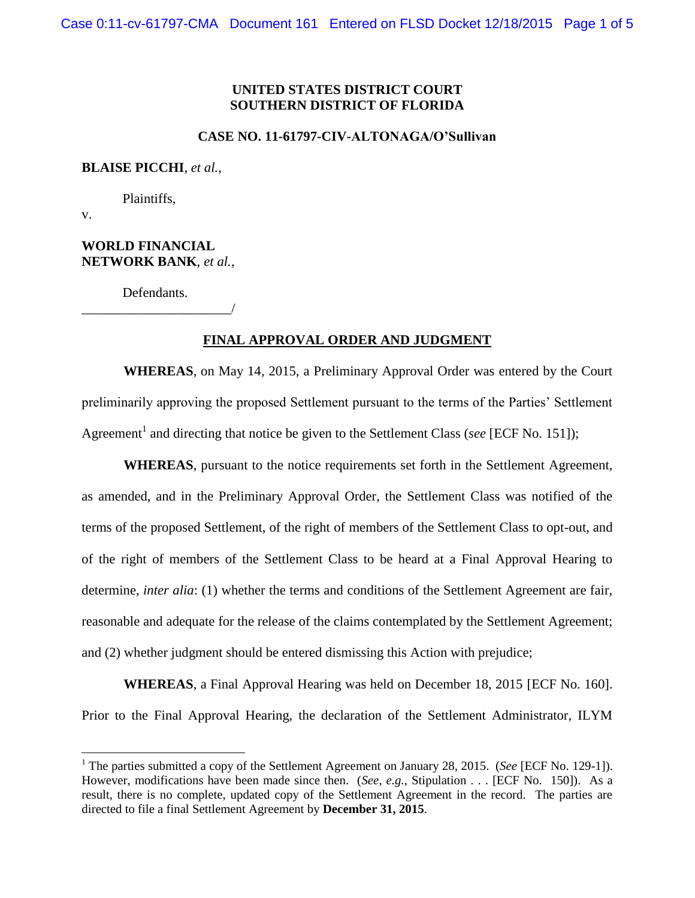**UNITED STATES DISTRICT COURT**
**SOUTHERN DISTRICT OF FLORIDA**

**CASE NO. 11-61797-CIV-ALTONAGA/O'Sullivan**

**BLAISE PICCHI**, *et al.*,

Plaintiffs,

v.

**WORLD FINANCIAL NETWORK BANK**, *et al.*,

Defendants.
_______________________/

**FINAL APPROVAL ORDER AND JUDGMENT**

**WHEREAS**, on May 14, 2015, a Preliminary Approval Order was entered by the Court preliminarily approving the proposed Settlement pursuant to the terms of the Parties' Settlement Agreement[1] and directing that notice be given to the Settlement Class (*see* [ECF No. 151]);

**WHEREAS**, pursuant to the notice requirements set forth in the Settlement Agreement, as amended, and in the Preliminary Approval Order, the Settlement Class was notified of the terms of the proposed Settlement, of the right of members of the Settlement Class to opt-out, and of the right of members of the Settlement Class to be heard at a Final Approval Hearing to determine, *inter alia*: (1) whether the terms and conditions of the Settlement Agreement are fair, reasonable and adequate for the release of the claims contemplated by the Settlement Agreement; and (2) whether judgment should be entered dismissing this Action with prejudice;

**WHEREAS**, a Final Approval Hearing was held on December 18, 2015 [ECF No. 160]. Prior to the Final Approval Hearing, the declaration of the Settlement Administrator, ILYM

---

[1] The parties submitted a copy of the Settlement Agreement on January 28, 2015. (*See* [ECF No. 129-1]). However, modifications have been made since then. (*See, e.g.*, Stipulation . . . [ECF No. 150]). As a result, there is no complete, updated copy of the Settlement Agreement in the record. The parties are directed to file a final Settlement Agreement by **December 31, 2015**.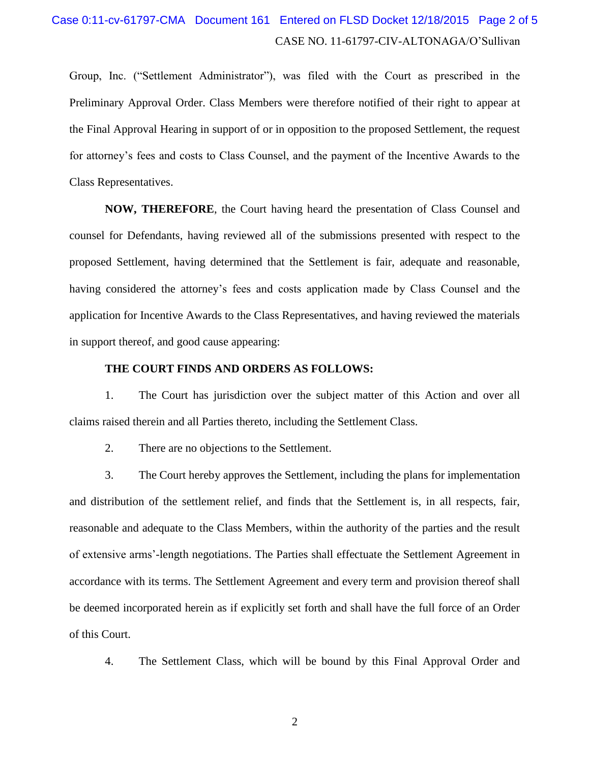Group, Inc. ("Settlement Administrator"), was filed with the Court as prescribed in the Preliminary Approval Order. Class Members were therefore notified of their right to appear at the Final Approval Hearing in support of or in opposition to the proposed Settlement, the request for attorney's fees and costs to Class Counsel, and the payment of the Incentive Awards to the Class Representatives.

**NOW, THEREFORE**, the Court having heard the presentation of Class Counsel and counsel for Defendants, having reviewed all of the submissions presented with respect to the proposed Settlement, having determined that the Settlement is fair, adequate and reasonable, having considered the attorney's fees and costs application made by Class Counsel and the application for Incentive Awards to the Class Representatives, and having reviewed the materials in support thereof, and good cause appearing:

**THE COURT FINDS AND ORDERS AS FOLLOWS:**

1. The Court has jurisdiction over the subject matter of this Action and over all claims raised therein and all Parties thereto, including the Settlement Class.

2. There are no objections to the Settlement.

3. The Court hereby approves the Settlement, including the plans for implementation and distribution of the settlement relief, and finds that the Settlement is, in all respects, fair, reasonable and adequate to the Class Members, within the authority of the parties and the result of extensive arms'-length negotiations. The Parties shall effectuate the Settlement Agreement in accordance with its terms. The Settlement Agreement and every term and provision thereof shall be deemed incorporated herein as if explicitly set forth and shall have the full force of an Order of this Court.

4. The Settlement Class, which will be bound by this Final Approval Order and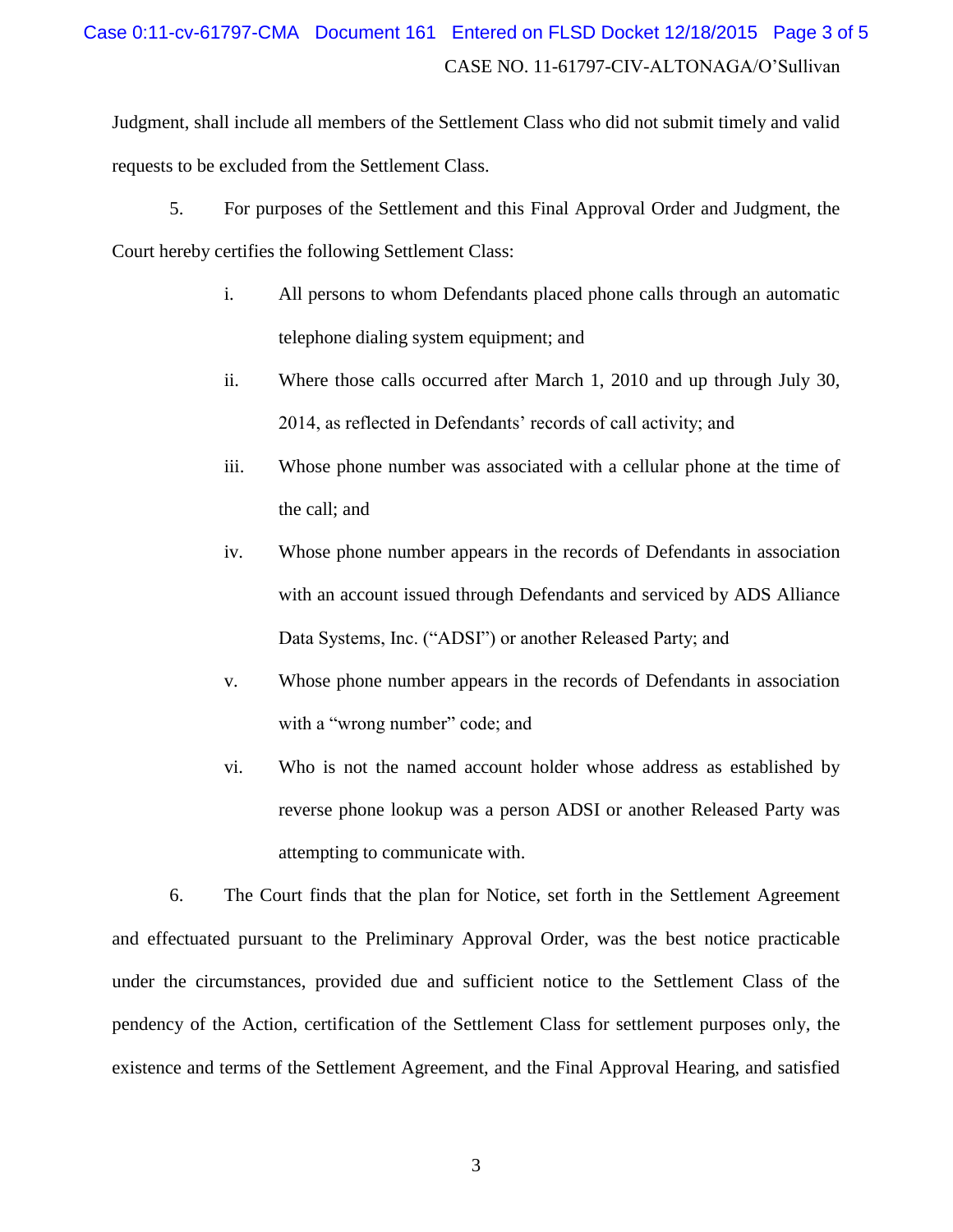Judgment, shall include all members of the Settlement Class who did not submit timely and valid requests to be excluded from the Settlement Class.

5. For purposes of the Settlement and this Final Approval Order and Judgment, the Court hereby certifies the following Settlement Class:

   i. All persons to whom Defendants placed phone calls through an automatic telephone dialing system equipment; and

   ii. Where those calls occurred after March 1, 2010 and up through July 30, 2014, as reflected in Defendants' records of call activity; and

   iii. Whose phone number was associated with a cellular phone at the time of the call; and

   iv. Whose phone number appears in the records of Defendants in association with an account issued through Defendants and serviced by ADS Alliance Data Systems, Inc. ("ADSI") or another Released Party; and

   v. Whose phone number appears in the records of Defendants in association with a "wrong number" code; and

   vi. Who is not the named account holder whose address as established by reverse phone lookup was a person ADSI or another Released Party was attempting to communicate with.

6. The Court finds that the plan for Notice, set forth in the Settlement Agreement and effectuated pursuant to the Preliminary Approval Order, was the best notice practicable under the circumstances, provided due and sufficient notice to the Settlement Class of the pendency of the Action, certification of the Settlement Class for settlement purposes only, the existence and terms of the Settlement Agreement, and the Final Approval Hearing, and satisfied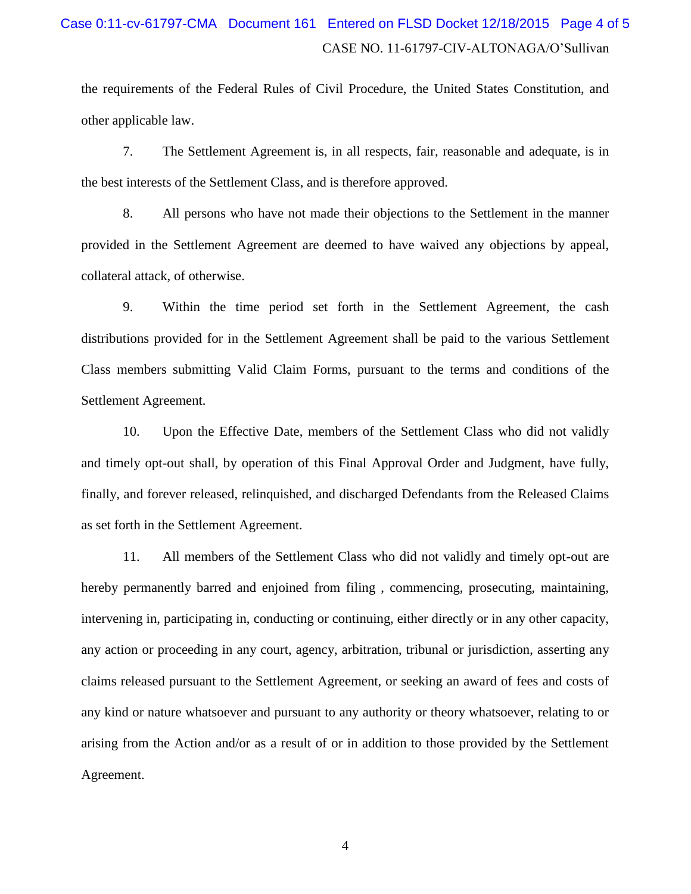the requirements of the Federal Rules of Civil Procedure, the United States Constitution, and other applicable law.

7. The Settlement Agreement is, in all respects, fair, reasonable and adequate, is in the best interests of the Settlement Class, and is therefore approved.

8. All persons who have not made their objections to the Settlement in the manner provided in the Settlement Agreement are deemed to have waived any objections by appeal, collateral attack, of otherwise.

9. Within the time period set forth in the Settlement Agreement, the cash distributions provided for in the Settlement Agreement shall be paid to the various Settlement Class members submitting Valid Claim Forms, pursuant to the terms and conditions of the Settlement Agreement.

10. Upon the Effective Date, members of the Settlement Class who did not validly and timely opt-out shall, by operation of this Final Approval Order and Judgment, have fully, finally, and forever released, relinquished, and discharged Defendants from the Released Claims as set forth in the Settlement Agreement.

11. All members of the Settlement Class who did not validly and timely opt-out are hereby permanently barred and enjoined from filing , commencing, prosecuting, maintaining, intervening in, participating in, conducting or continuing, either directly or in any other capacity, any action or proceeding in any court, agency, arbitration, tribunal or jurisdiction, asserting any claims released pursuant to the Settlement Agreement, or seeking an award of fees and costs of any kind or nature whatsoever and pursuant to any authority or theory whatsoever, relating to or arising from the Action and/or as a result of or in addition to those provided by the Settlement Agreement.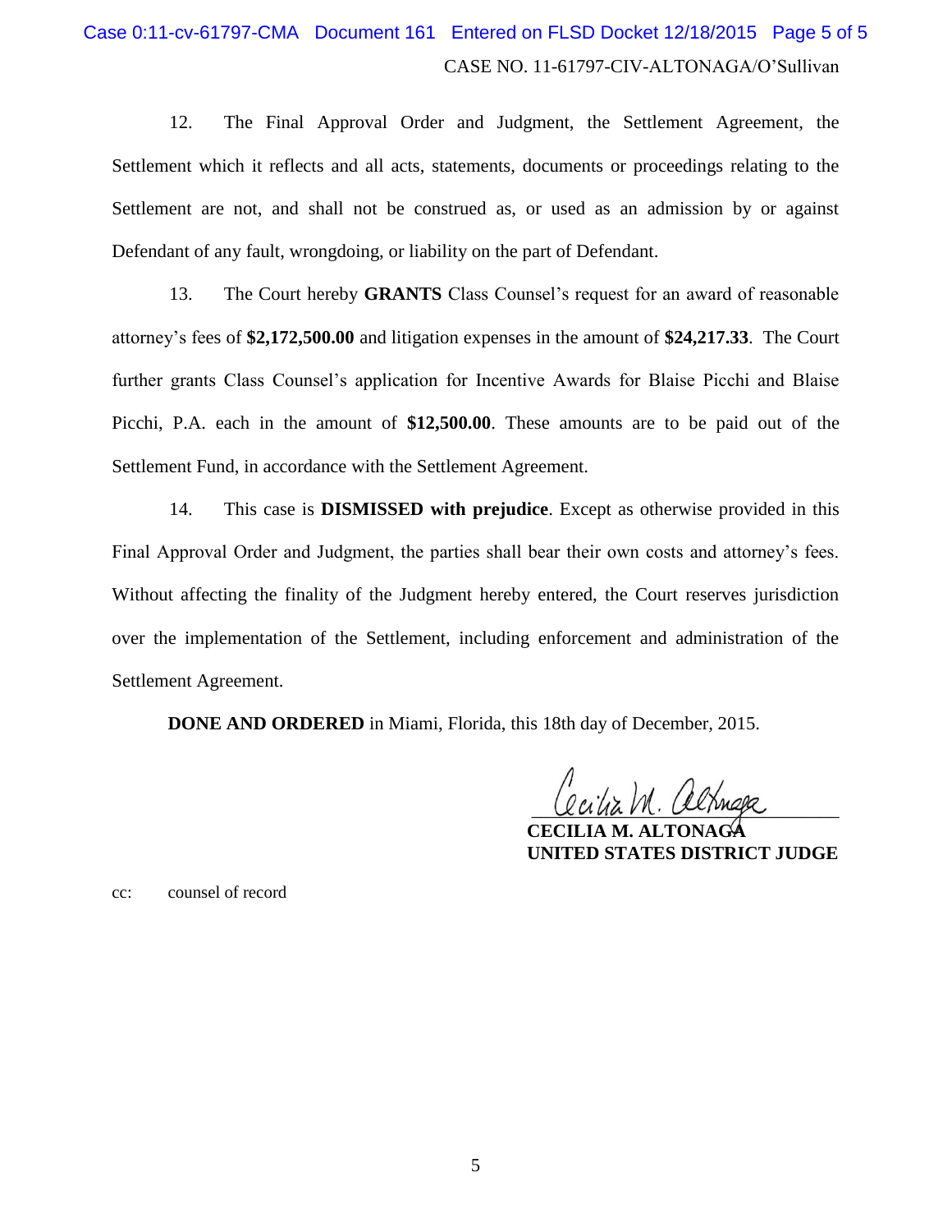12. The Final Approval Order and Judgment, the Settlement Agreement, the Settlement which it reflects and all acts, statements, documents or proceedings relating to the Settlement are not, and shall not be construed as, or used as an admission by or against Defendant of any fault, wrongdoing, or liability on the part of Defendant.

13. The Court hereby **GRANTS** Class Counsel's request for an award of reasonable attorney's fees of **$2,172,500.00** and litigation expenses in the amount of **$24,217.33**. The Court further grants Class Counsel's application for Incentive Awards for Blaise Picchi and Blaise Picchi, P.A. each in the amount of **$12,500.00**. These amounts are to be paid out of the Settlement Fund, in accordance with the Settlement Agreement.

14. This case is **DISMISSED with prejudice**. Except as otherwise provided in this Final Approval Order and Judgment, the parties shall bear their own costs and attorney's fees. Without affecting the finality of the Judgment hereby entered, the Court reserves jurisdiction over the implementation of the Settlement, including enforcement and administration of the Settlement Agreement.

**DONE AND ORDERED** in Miami, Florida, this 18th day of December, 2015.

Cecilia M. Altonaga

**CECILIA M. ALTONAGA**
**UNITED STATES DISTRICT JUDGE**

cc: counsel of record